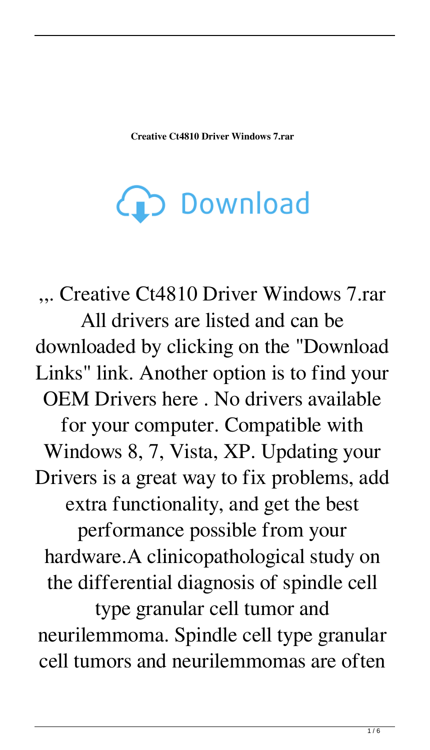**Creative Ct4810 Driver Windows 7.rar**

Download

,,. Creative Ct4810 Driver Windows 7.rar All drivers are listed and can be downloaded by clicking on the "Download Links" link. Another option is to find your OEM Drivers here . No drivers available for your computer. Compatible with Windows 8, 7, Vista, XP. Updating your Drivers is a great way to fix problems, add extra functionality, and get the best performance possible from your hardware.A clinicopathological study on the differential diagnosis of spindle cell type granular cell tumor and neurilemmoma. Spindle cell type granular cell tumors and neurilemmomas are often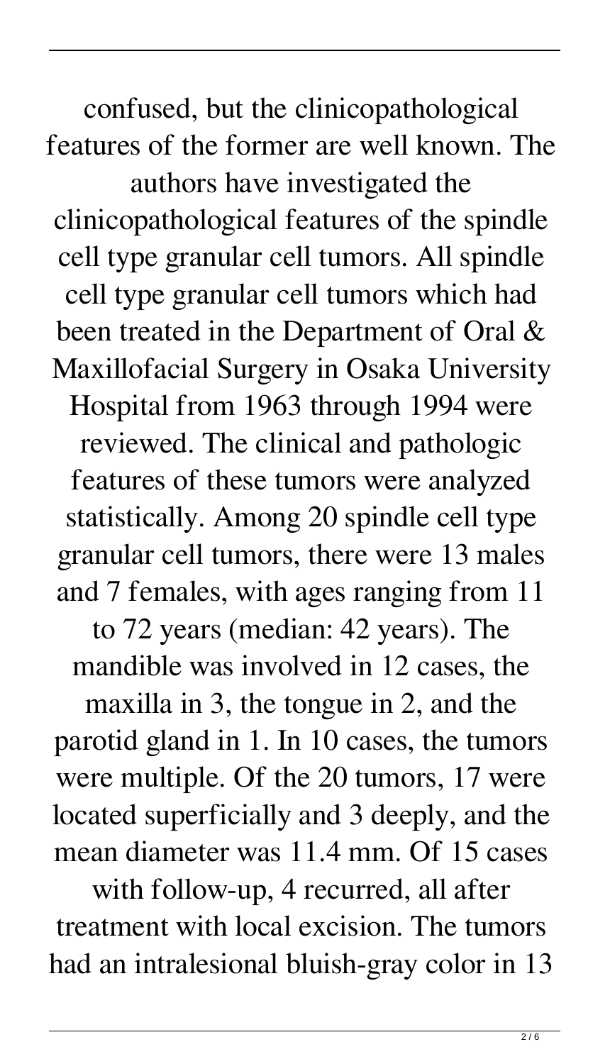confused, but the clinicopathological features of the former are well known. The authors have investigated the clinicopathological features of the spindle cell type granular cell tumors. All spindle cell type granular cell tumors which had been treated in the Department of Oral & Maxillofacial Surgery in Osaka University Hospital from 1963 through 1994 were reviewed. The clinical and pathologic features of these tumors were analyzed statistically. Among 20 spindle cell type granular cell tumors, there were 13 males and 7 females, with ages ranging from 11 to 72 years (median: 42 years). The mandible was involved in 12 cases, the maxilla in 3, the tongue in 2, and the parotid gland in 1. In 10 cases, the tumors were multiple. Of the 20 tumors, 17 were located superficially and 3 deeply, and the mean diameter was 11.4 mm. Of 15 cases with follow-up, 4 recurred, all after treatment with local excision. The tumors had an intralesional bluish-gray color in 13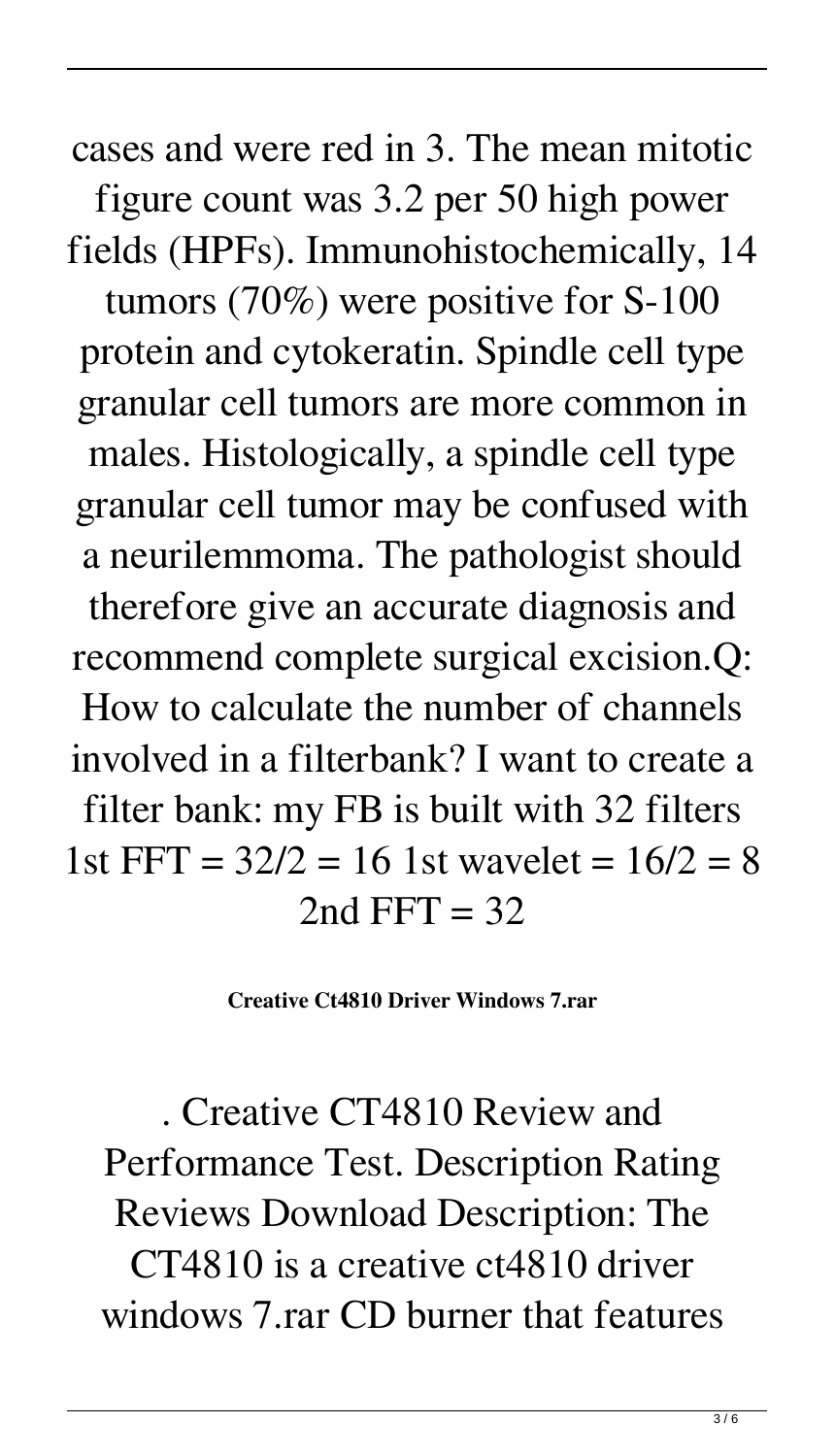cases and were red in 3. The mean mitotic figure count was 3.2 per 50 high power fields (HPFs). Immunohistochemically, 14 tumors (70%) were positive for S-100 protein and cytokeratin. Spindle cell type granular cell tumors are more common in males. Histologically, a spindle cell type granular cell tumor may be confused with a neurilemmoma. The pathologist should therefore give an accurate diagnosis and recommend complete surgical excision.Q: How to calculate the number of channels involved in a filterbank? I want to create a filter bank: my FB is built with 32 filters 1st FFT = 32/2 = 16 1st wavelet = 16/2 = 8 2nd FFT = 32

**Creative Ct4810 Driver Windows 7.rar**

. Creative CT4810 Review and Performance Test. Description Rating Reviews Download Description: The CT4810 is a creative ct4810 driver windows 7.rar CD burner that features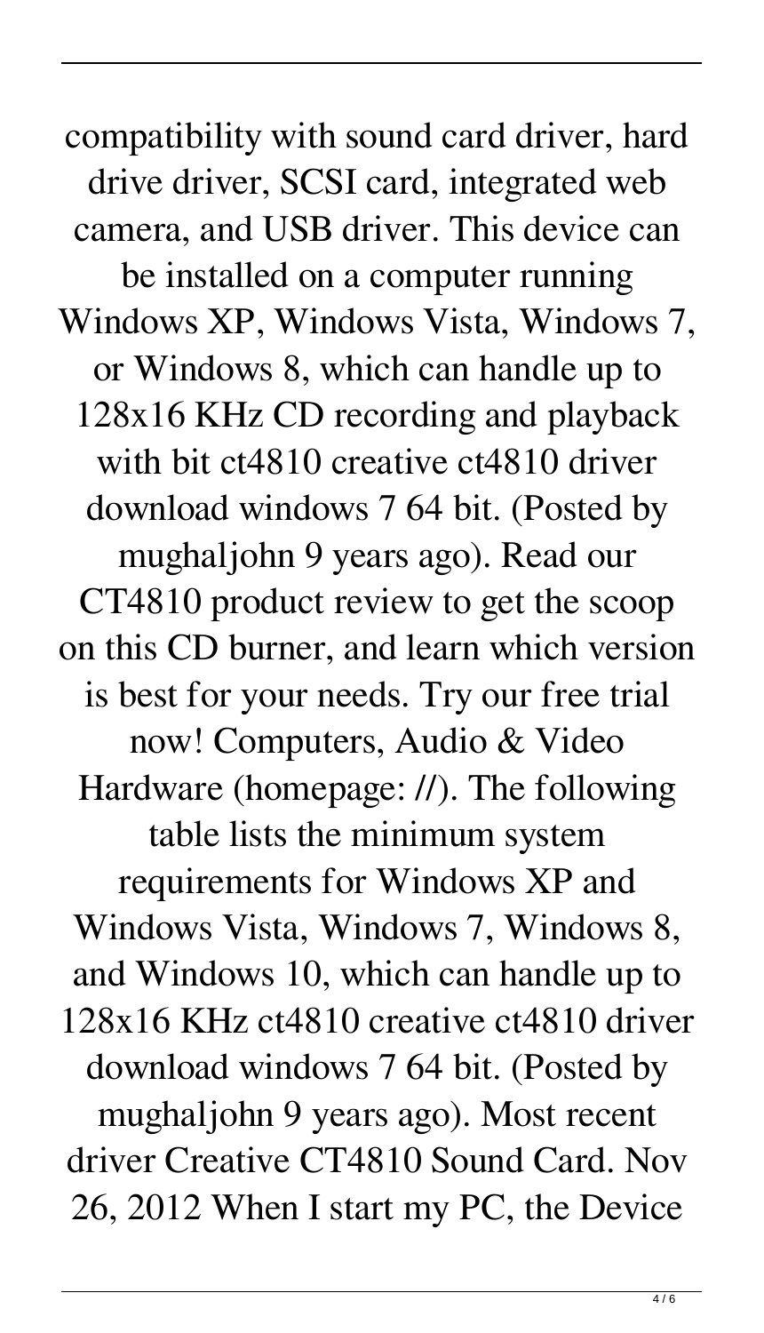compatibility with sound card driver, hard drive driver, SCSI card, integrated web camera, and USB driver. This device can be installed on a computer running Windows XP, Windows Vista, Windows 7, or Windows 8, which can handle up to 128x16 KHz CD recording and playback with bit ct4810 creative ct4810 driver download windows 7 64 bit. (Posted by mughaljohn 9 years ago). Read our CT4810 product review to get the scoop on this CD burner, and learn which version is best for your needs. Try our free trial now! Computers, Audio & Video Hardware (homepage: //). The following table lists the minimum system requirements for Windows XP and Windows Vista, Windows 7, Windows 8, and Windows 10, which can handle up to 128x16 KHz ct4810 creative ct4810 driver download windows 7 64 bit. (Posted by mughaljohn 9 years ago). Most recent driver Creative CT4810 Sound Card. Nov 26, 2012 When I start my PC, the Device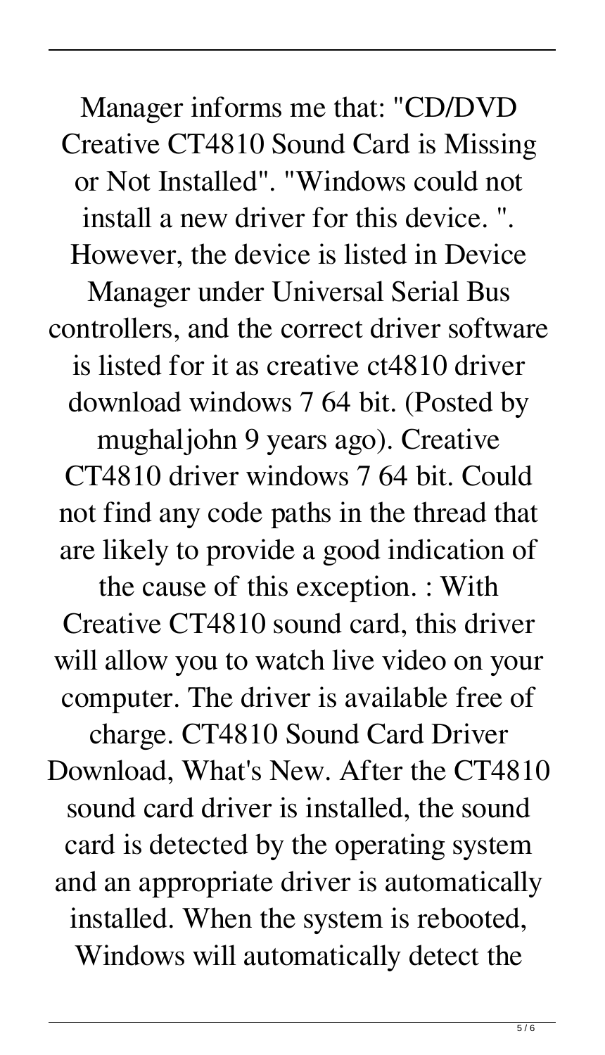Manager informs me that: "CD/DVD Creative CT4810 Sound Card is Missing or Not Installed". "Windows could not install a new driver for this device. ". However, the device is listed in Device Manager under Universal Serial Bus controllers, and the correct driver software is listed for it as creative ct4810 driver download windows 7 64 bit. (Posted by mughaljohn 9 years ago). Creative CT4810 driver windows 7 64 bit. Could not find any code paths in the thread that are likely to provide a good indication of the cause of this exception. : With Creative CT4810 sound card, this driver will allow you to watch live video on your computer. The driver is available free of charge. CT4810 Sound Card Driver Download, What's New. After the CT4810 sound card driver is installed, the sound card is detected by the operating system and an appropriate driver is automatically installed. When the system is rebooted, Windows will automatically detect the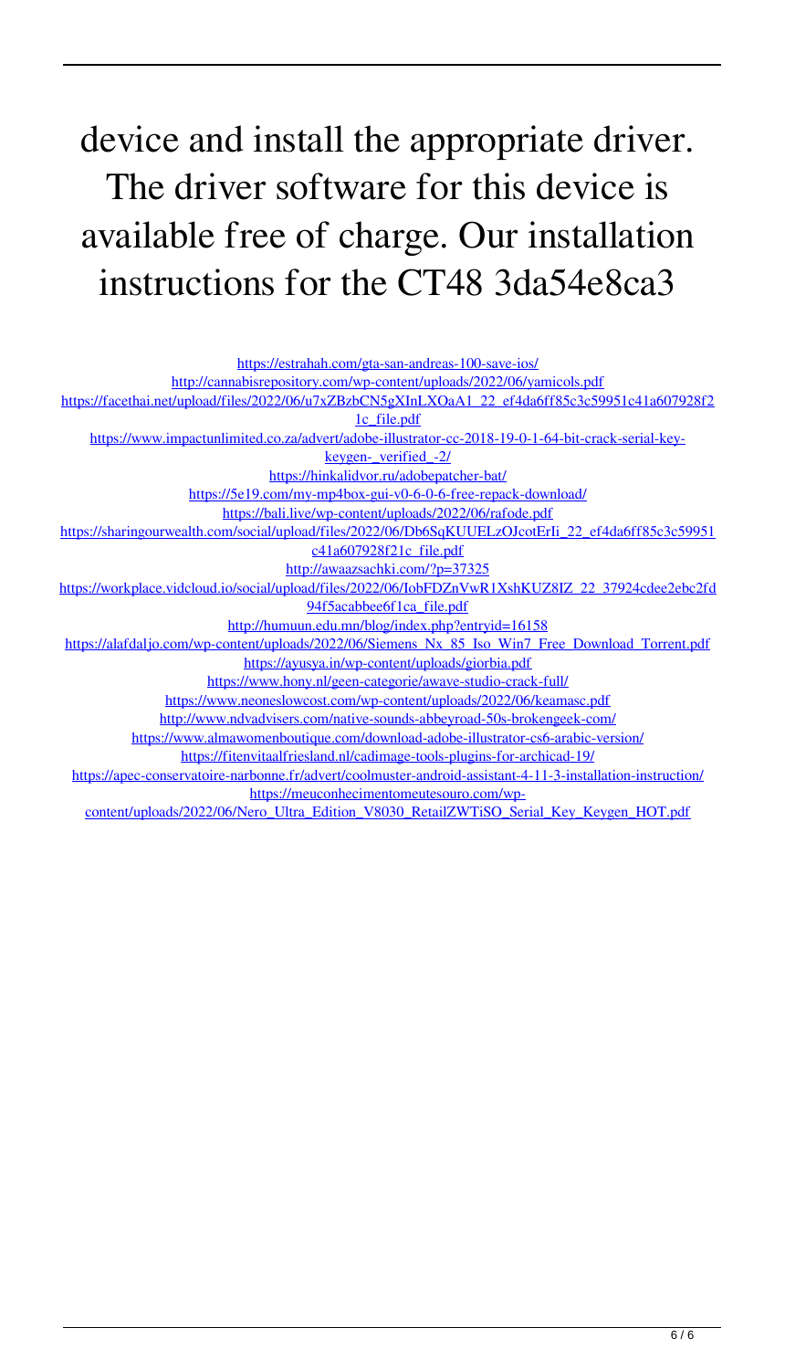device and install the appropriate driver. The driver software for this device is available free of charge. Our installation instructions for the CT48 3da54e8ca3

https://estrahah.com/gta-san-andreas-100-save-ios/
http://cannabisrepository.com/wp-content/uploads/2022/06/yamicols.pdf
https://facethai.net/upload/files/2022/06/u7xZBzbCN5gXInLXOaA1_22_ef4da6ff85c3c59951c41a607928f21c_file.pdf
https://www.impactunlimited.co.za/advert/adobe-illustrator-cc-2018-19-0-1-64-bit-crack-serial-key-keygen-_verified_-2/
https://hinkalidvor.ru/adobepatcher-bat/
https://5e19.com/my-mp4box-gui-v0-6-0-6-free-repack-download/
https://bali.live/wp-content/uploads/2022/06/rafode.pdf
https://sharingourwealth.com/social/upload/files/2022/06/Db6SqKUUELzOJcotErIi_22_ef4da6ff85c3c59951c41a607928f21c_file.pdf
http://awaazsachki.com/?p=37325
https://workplace.vidcloud.io/social/upload/files/2022/06/IobFDZnVwR1XshKUZ8IZ_22_37924cdee2ebc2fd94f5acabbee6f1ca_file.pdf
http://humuun.edu.mn/blog/index.php?entryid=16158
https://alafdaljo.com/wp-content/uploads/2022/06/Siemens_Nx_85_Iso_Win7_Free_Download_Torrent.pdf
https://ayusya.in/wp-content/uploads/giorbia.pdf
https://www.hony.nl/geen-categorie/awave-studio-crack-full/
https://www.neoneslowcost.com/wp-content/uploads/2022/06/keamasc.pdf
http://www.ndvadvisers.com/native-sounds-abbeyroad-50s-brokengeek-com/
https://www.almawomenboutique.com/download-adobe-illustrator-cs6-arabic-version/
https://fitenvitaalfriesland.nl/cadimage-tools-plugins-for-archicad-19/
https://apec-conservatoire-narbonne.fr/advert/coolmuster-android-assistant-4-11-3-installation-instruction/
https://meuconhecimentomeutesouro.com/wp-content/uploads/2022/06/Nero_Ultra_Edition_V8030_RetailZWTiSO_Serial_Key_Keygen_HOT.pdf